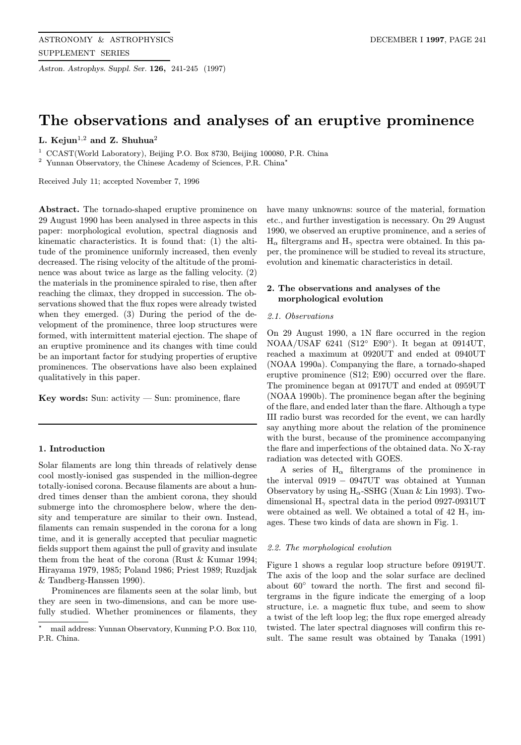# The observations and analyses of an eruptive prominence

**L. Kejun**[1,2] **and Z. Shuhua**[2]

[1] CCAST(World Laboratory), Beijing P.O. Box 8730, Beijing 100080, P.R. China

[2] Yunnan Observatory, the Chinese Academy of Sciences, P.R. China*

Received July 11; accepted November 7, 1996

**Abstract.** The tornado-shaped eruptive prominence on 29 August 1990 has been analysed in three aspects in this paper: morphological evolution, spectral diagnosis and kinematic characteristics. It is found that: (1) the altitude of the prominence uniformly increased, then evenly decreased. The rising velocity of the altitude of the prominence was about twice as large as the falling velocity. (2) the materials in the prominence spiraled to rise, then after reaching the climax, they dropped in succession. The observations showed that the flux ropes were already twisted when they emerged. (3) During the period of the development of the prominence, three loop structures were formed, with intermittent material ejection. The shape of an eruptive prominence and its changes with time could be an important factor for studying properties of eruptive prominences. The observations have also been explained qualitatively in this paper.

**Key words:** Sun: activity — Sun: prominence, flare

## 1. Introduction

Solar filaments are long thin threads of relatively dense cool mostly-ionised gas suspended in the million-degree totally-ionised corona. Because filaments are about a hundred times denser than the ambient corona, they should submerge into the chromosphere below, where the density and temperature are similar to their own. Instead, filaments can remain suspended in the corona for a long time, and it is generally accepted that peculiar magnetic fields support them against the pull of gravity and insulate them from the heat of the corona (Rust & Kumar 1994; Hirayama 1979, 1985; Poland 1986; Priest 1989; Ruzdjak & Tandberg-Hanssen 1990).

Prominences are filaments seen at the solar limb, but they are seen in two-dimensions, and can be more usefully studied. Whether prominences or filaments, they have many unknowns: source of the material, formation etc., and further investigation is necessary. On 29 August 1990, we observed an eruptive prominence, and a series of $H_\alpha$ filtergrams and $H_\gamma$ spectra were obtained. In this paper, the prominence will be studied to reveal its structure, evolution and kinematic characteristics in detail.

## 2. The observations and analyses of the morphological evolution

### *2.1. Observations*

On 29 August 1990, a 1N flare occurred in the region NOAA/USAF 6241 (S12° E90°). It began at 0914UT, reached a maximum at 0920UT and ended at 0940UT (NOAA 1990a). Companying the flare, a tornado-shaped eruptive prominence (S12; E90) occurred over the flare. The prominence began at 0917UT and ended at 0959UT (NOAA 1990b). The prominence began after the begining of the flare, and ended later than the flare. Although a type III radio burst was recorded for the event, we can hardly say anything more about the relation of the prominence with the burst, because of the prominence accompanying the flare and imperfections of the obtained data. No X-ray radiation was detected with GOES.

A series of $H_\alpha$ filtergrams of the prominence in the interval 0919 – 0947UT was obtained at Yunnan Observatory by using $H_\alpha$-SSHG (Xuan & Lin 1993). Two-dimensional $H_\gamma$ spectral data in the period 0927-0931UT were obtained as well. We obtained a total of 42 $H_\gamma$ images. These two kinds of data are shown in Fig. 1.

### *2.2. The morphological evolution*

Figure 1 shows a regular loop structure before 0919UT. The axis of the loop and the solar surface are declined about 60° toward the north. The first and second filtergrams in the figure indicate the emerging of a loop structure, i.e. a magnetic flux tube, and seem to show a twist of the left loop leg; the flux rope emerged already twisted. The later spectral diagnoses will confirm this result. The same result was obtained by Tanaka (1991)

* mail address: Yunnan Observatory, Kunming P.O. Box 110, P.R. China.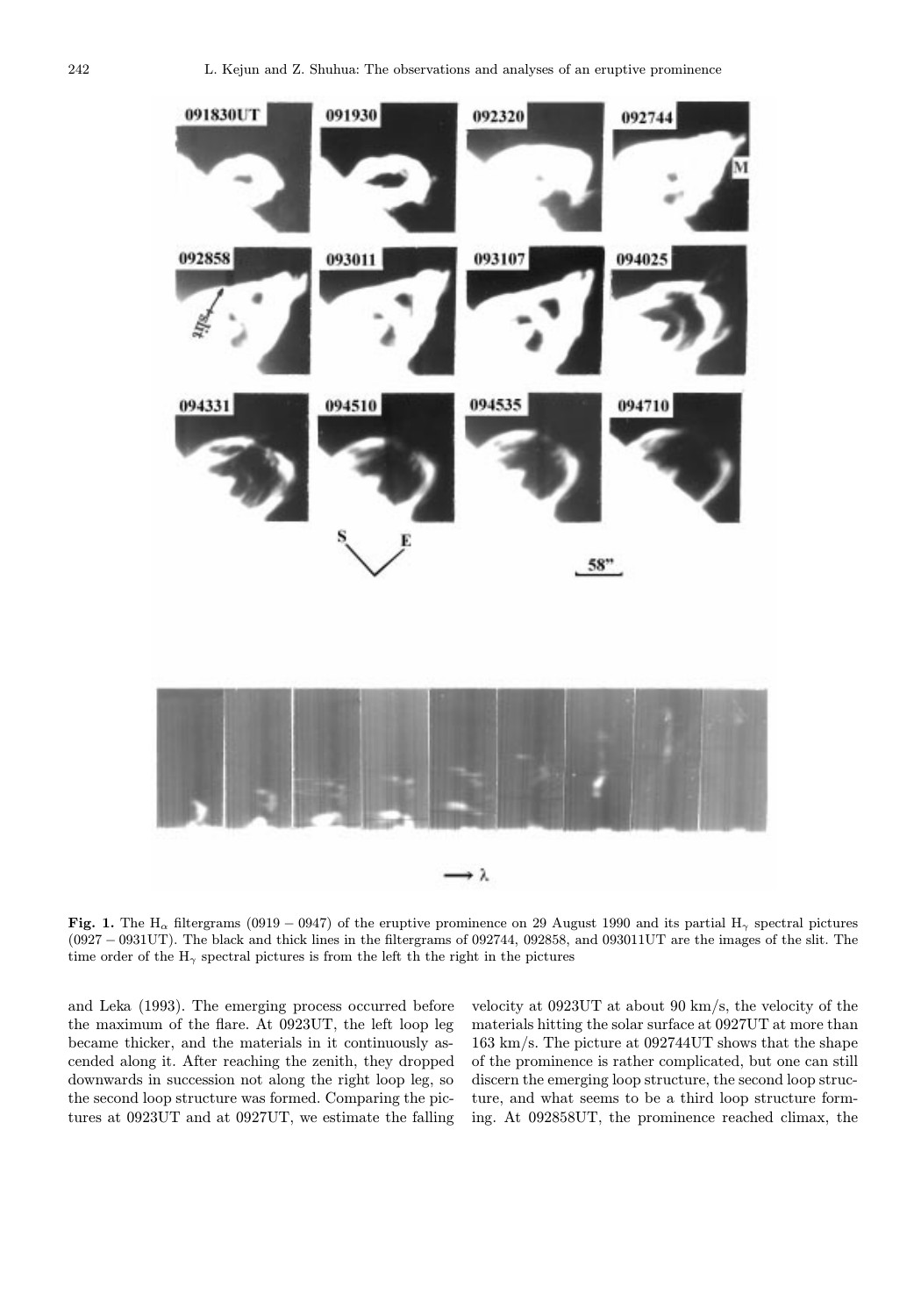**Fig. 1.** The $H_\alpha$ filtergrams (0919 − 0947) of the eruptive prominence on 29 August 1990 and its partial $H_\gamma$ spectral pictures (0927 − 0931UT). The black and thick lines in the filtergrams of 092744, 092858, and 093011UT are the images of the slit. The time order of the $H_\gamma$ spectral pictures is from the left th the right in the pictures

and Leka (1993). The emerging process occurred before the maximum of the flare. At 0923UT, the left loop leg became thicker, and the materials in it continuously ascended along it. After reaching the zenith, they dropped downwards in succession not along the right loop leg, so the second loop structure was formed. Comparing the pictures at 0923UT and at 0927UT, we estimate the falling velocity at 0923UT at about 90 km/s, the velocity of the materials hitting the solar surface at 0927UT at more than 163 km/s. The picture at 092744UT shows that the shape of the prominence is rather complicated, but one can still discern the emerging loop structure, the second loop structure, and what seems to be a third loop structure forming. At 092858UT, the prominence reached climax, the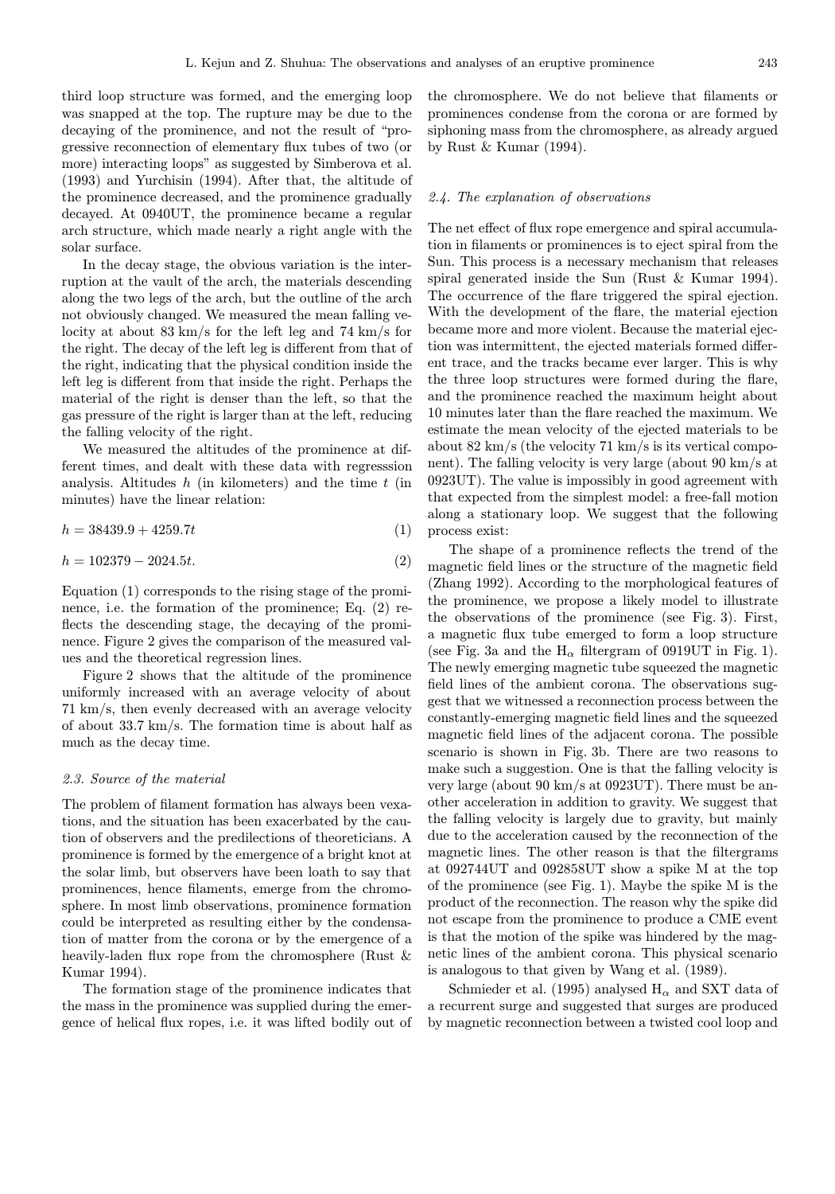third loop structure was formed, and the emerging loop was snapped at the top. The rupture may be due to the decaying of the prominence, and not the result of "progressive reconnection of elementary flux tubes of two (or more) interacting loops" as suggested by Simberova et al. (1993) and Yurchisin (1994). After that, the altitude of the prominence decreased, and the prominence gradually decayed. At 0940UT, the prominence became a regular arch structure, which made nearly a right angle with the solar surface.

In the decay stage, the obvious variation is the interruption at the vault of the arch, the materials descending along the two legs of the arch, but the outline of the arch not obviously changed. We measured the mean falling velocity at about 83 km/s for the left leg and 74 km/s for the right. The decay of the left leg is different from that of the right, indicating that the physical condition inside the left leg is different from that inside the right. Perhaps the material of the right is denser than the left, so that the gas pressure of the right is larger than at the left, reducing the falling velocity of the right.

We measured the altitudes of the prominence at different times, and dealt with these data with regresssion analysis. Altitudes $h$ (in kilometers) and the time $t$ (in minutes) have the linear relation:

$$h = 38439.9 + 4259.7t \tag{1}$$

$$h = 102379 - 2024.5t. \tag{2}$$

Equation (1) corresponds to the rising stage of the prominence, i.e. the formation of the prominence; Eq. (2) reflects the descending stage, the decaying of the prominence. Figure 2 gives the comparison of the measured values and the theoretical regression lines.

Figure 2 shows that the altitude of the prominence uniformly increased with an average velocity of about 71 km/s, then evenly decreased with an average velocity of about 33.7 km/s. The formation time is about half as much as the decay time.

### 2.3. Source of the material

The problem of filament formation has always been vexations, and the situation has been exacerbated by the caution of observers and the predilections of theoreticians. A prominence is formed by the emergence of a bright knot at the solar limb, but observers have been loath to say that prominences, hence filaments, emerge from the chromosphere. In most limb observations, prominence formation could be interpreted as resulting either by the condensation of matter from the corona or by the emergence of a heavily-laden flux rope from the chromosphere (Rust & Kumar 1994).

The formation stage of the prominence indicates that the mass in the prominence was supplied during the emergence of helical flux ropes, i.e. it was lifted bodily out of the chromosphere. We do not believe that filaments or prominences condense from the corona or are formed by siphoning mass from the chromosphere, as already argued by Rust & Kumar (1994).

### 2.4. The explanation of observations

The net effect of flux rope emergence and spiral accumulation in filaments or prominences is to eject spiral from the Sun. This process is a necessary mechanism that releases spiral generated inside the Sun (Rust & Kumar 1994). The occurrence of the flare triggered the spiral ejection. With the development of the flare, the material ejection became more and more violent. Because the material ejection was intermittent, the ejected materials formed different trace, and the tracks became ever larger. This is why the three loop structures were formed during the flare, and the prominence reached the maximum height about 10 minutes later than the flare reached the maximum. We estimate the mean velocity of the ejected materials to be about 82 km/s (the velocity 71 km/s is its vertical component). The falling velocity is very large (about 90 km/s at 0923UT). The value is impossibly in good agreement with that expected from the simplest model: a free-fall motion along a stationary loop. We suggest that the following process exist:

The shape of a prominence reflects the trend of the magnetic field lines or the structure of the magnetic field (Zhang 1992). According to the morphological features of the prominence, we propose a likely model to illustrate the observations of the prominence (see Fig. 3). First, a magnetic flux tube emerged to form a loop structure (see Fig. 3a and the $H_\alpha$ filtergram of 0919UT in Fig. 1). The newly emerging magnetic tube squeezed the magnetic field lines of the ambient corona. The observations suggest that we witnessed a reconnection process between the constantly-emerging magnetic field lines and the squeezed magnetic field lines of the adjacent corona. The possible scenario is shown in Fig. 3b. There are two reasons to make such a suggestion. One is that the falling velocity is very large (about 90 km/s at 0923UT). There must be another acceleration in addition to gravity. We suggest that the falling velocity is largely due to gravity, but mainly due to the acceleration caused by the reconnection of the magnetic lines. The other reason is that the filtergrams at 092744UT and 092858UT show a spike M at the top of the prominence (see Fig. 1). Maybe the spike M is the product of the reconnection. The reason why the spike did not escape from the prominence to produce a CME event is that the motion of the spike was hindered by the magnetic lines of the ambient corona. This physical scenario is analogous to that given by Wang et al. (1989).

Schmieder et al. (1995) analysed $H_\alpha$ and SXT data of a recurrent surge and suggested that surges are produced by magnetic reconnection between a twisted cool loop and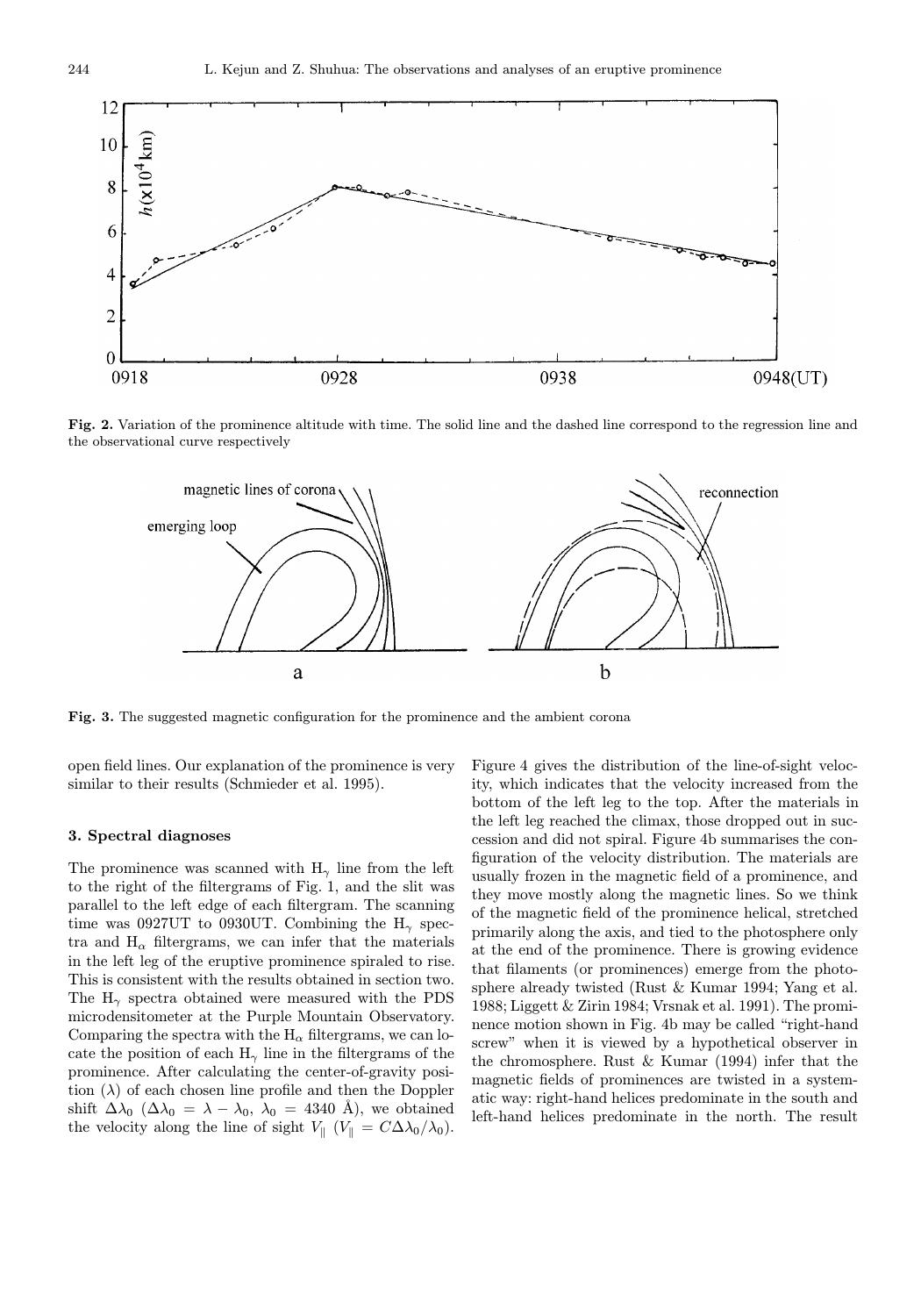**Fig. 2.** Variation of the prominence altitude with time. The solid line and the dashed line correspond to the regression line and the observational curve respectively

**Fig. 3.** The suggested magnetic configuration for the prominence and the ambient corona

open field lines. Our explanation of the prominence is very similar to their results (Schmieder et al. 1995).

### 3. Spectral diagnoses

The prominence was scanned with $H_\gamma$ line from the left to the right of the filtergrams of Fig. 1, and the slit was parallel to the left edge of each filtergram. The scanning time was 0927UT to 0930UT. Combining the $H_\gamma$ spectra and $H_\alpha$ filtergrams, we can infer that the materials in the left leg of the eruptive prominence spiraled to rise. This is consistent with the results obtained in section two. The $H_\gamma$ spectra obtained were measured with the PDS microdensitometer at the Purple Mountain Observatory. Comparing the spectra with the $H_\alpha$ filtergrams, we can locate the position of each $H_\gamma$ line in the filtergrams of the prominence. After calculating the center-of-gravity position ($\lambda$) of each chosen line profile and then the Doppler shift $\Delta\lambda_0$ ($\Delta\lambda_0 = \lambda - \lambda_0$, $\lambda_0 = 4340$ Å), we obtained the velocity along the line of sight $V_\parallel$ ($V_\parallel = C\Delta\lambda_0/\lambda_0$). Figure 4 gives the distribution of the line-of-sight velocity, which indicates that the velocity increased from the bottom of the left leg to the top. After the materials in the left leg reached the climax, those dropped out in succession and did not spiral. Figure 4b summarises the configuration of the velocity distribution. The materials are usually frozen in the magnetic field of a prominence, and they move mostly along the magnetic lines. So we think of the magnetic field of the prominence helical, stretched primarily along the axis, and tied to the photosphere only at the end of the prominence. There is growing evidence that filaments (or prominences) emerge from the photosphere already twisted (Rust & Kumar 1994; Yang et al. 1988; Liggett & Zirin 1984; Vrsnak et al. 1991). The prominence motion shown in Fig. 4b may be called "right-hand screw" when it is viewed by a hypothetical observer in the chromosphere. Rust & Kumar (1994) infer that the magnetic fields of prominences are twisted in a systematic way: right-hand helices predominate in the south and left-hand helices predominate in the north. The result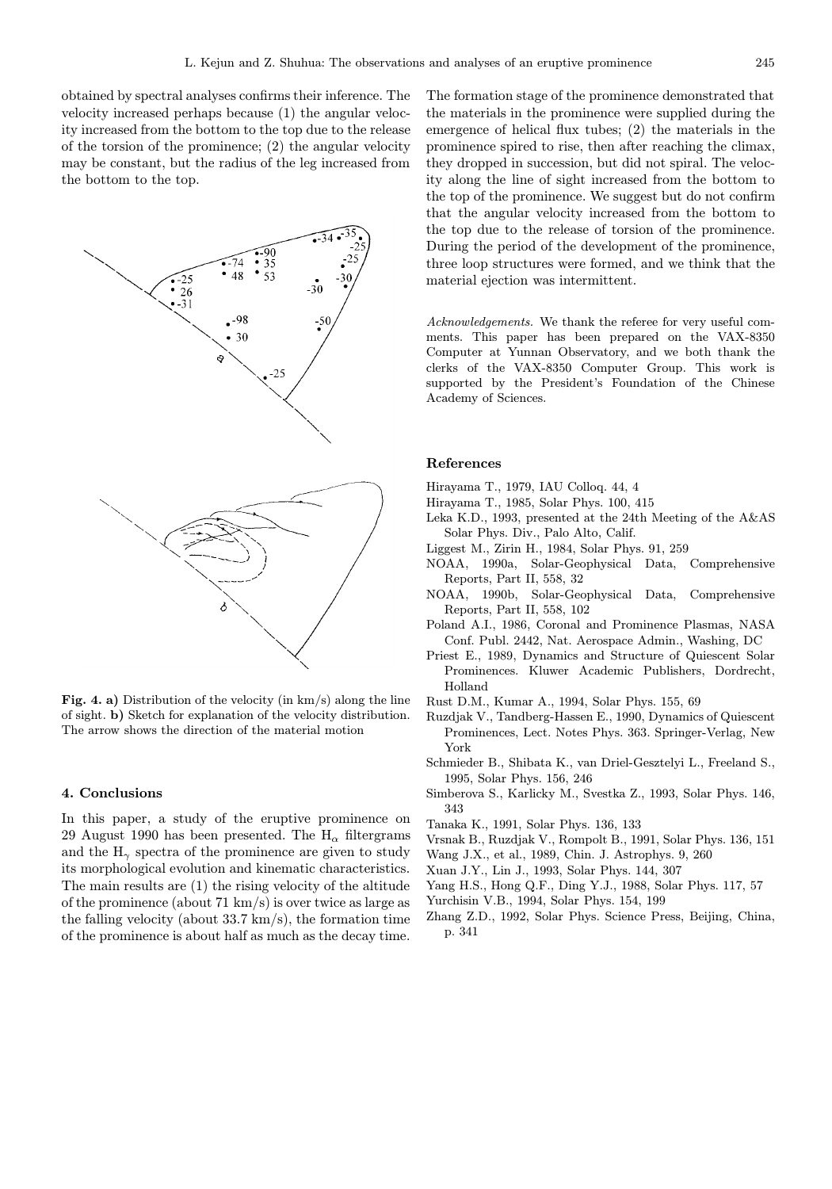obtained by spectral analyses confirms their inference. The velocity increased perhaps because (1) the angular velocity increased from the bottom to the top due to the release of the torsion of the prominence; (2) the angular velocity may be constant, but the radius of the leg increased from the bottom to the top.

-34 -35 -25 -90 -25 -74 35 -25 48 53 -30 26 -30 -31 -98 -50 30 a -25

b

**Fig. 4. a)** Distribution of the velocity (in km/s) along the line of sight. **b)** Sketch for explanation of the velocity distribution. The arrow shows the direction of the material motion

## 4. Conclusions

In this paper, a study of the eruptive prominence on 29 August 1990 has been presented. The $H_\alpha$ filtergrams and the $H_\gamma$ spectra of the prominence are given to study its morphological evolution and kinematic characteristics. The main results are (1) the rising velocity of the altitude of the prominence (about 71 km/s) is over twice as large as the falling velocity (about 33.7 km/s), the formation time of the prominence is about half as much as the decay time. The formation stage of the prominence demonstrated that the materials in the prominence were supplied during the emergence of helical flux tubes; (2) the materials in the prominence spired to rise, then after reaching the climax, they dropped in succession, but did not spiral. The velocity along the line of sight increased from the bottom to the top of the prominence. We suggest but do not confirm that the angular velocity increased from the bottom to the top due to the release of torsion of the prominence. During the period of the development of the prominence, three loop structures were formed, and we think that the material ejection was intermittent.

*Acknowledgements.* We thank the referee for very useful comments. This paper has been prepared on the VAX-8350 Computer at Yunnan Observatory, and we both thank the clerks of the VAX-8350 Computer Group. This work is supported by the President's Foundation of the Chinese Academy of Sciences.

### References

Hirayama T., 1979, IAU Colloq. 44, 4

Hirayama T., 1985, Solar Phys. 100, 415

Leka K.D., 1993, presented at the 24th Meeting of the A&AS Solar Phys. Div., Palo Alto, Calif.

Liggest M., Zirin H., 1984, Solar Phys. 91, 259

NOAA, 1990a, Solar-Geophysical Data, Comprehensive Reports, Part II, 558, 32

NOAA, 1990b, Solar-Geophysical Data, Comprehensive Reports, Part II, 558, 102

Poland A.I., 1986, Coronal and Prominence Plasmas, NASA Conf. Publ. 2442, Nat. Aerospace Admin., Washing, DC

Priest E., 1989, Dynamics and Structure of Quiescent Solar Prominences. Kluwer Academic Publishers, Dordrecht, Holland

Rust D.M., Kumar A., 1994, Solar Phys. 155, 69

Ruzdjak V., Tandberg-Hassen E., 1990, Dynamics of Quiescent Prominences, Lect. Notes Phys. 363. Springer-Verlag, New York

Schmieder B., Shibata K., van Driel-Gesztelyi L., Freeland S., 1995, Solar Phys. 156, 246

Simberova S., Karlicky M., Svestka Z., 1993, Solar Phys. 146, 343

Tanaka K., 1991, Solar Phys. 136, 133

Vrsnak B., Ruzdjak V., Rompolt B., 1991, Solar Phys. 136, 151

Wang J.X., et al., 1989, Chin. J. Astrophys. 9, 260

Xuan J.Y., Lin J., 1993, Solar Phys. 144, 307

Yang H.S., Hong Q.F., Ding Y.J., 1988, Solar Phys. 117, 57

Yurchisin V.B., 1994, Solar Phys. 154, 199

Zhang Z.D., 1992, Solar Phys. Science Press, Beijing, China, p. 341